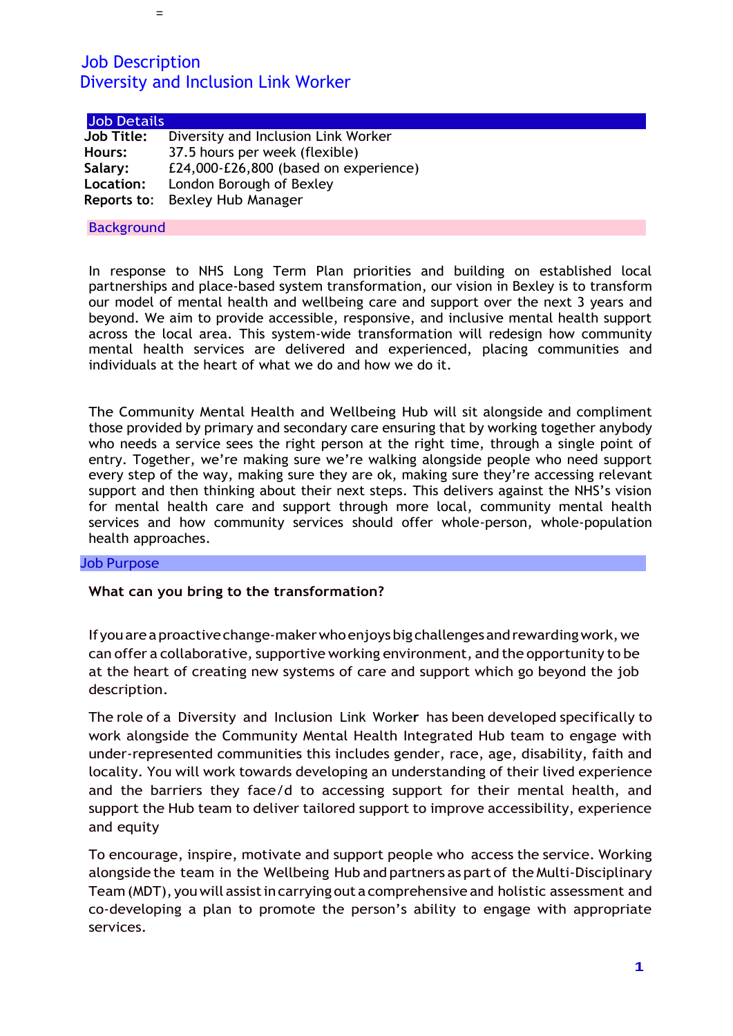# Job Description
# Diversity and Inclusion Link Worker

## Job Details

| | |
|---|---|
| **Job Title:** | Diversity and Inclusion Link Worker |
| **Hours:** | 37.5 hours per week (flexible) |
| **Salary:** | £24,000-£26,800 (based on experience) |
| **Location:** | London Borough of Bexley |
| **Reports to:** | Bexley Hub Manager |

## Background

In response to NHS Long Term Plan priorities and building on established local partnerships and place-based system transformation, our vision in Bexley is to transform our model of mental health and wellbeing care and support over the next 3 years and beyond. We aim to provide accessible, responsive, and inclusive mental health support across the local area. This system-wide transformation will redesign how community mental health services are delivered and experienced, placing communities and individuals at the heart of what we do and how we do it.

The Community Mental Health and Wellbeing Hub will sit alongside and compliment those provided by primary and secondary care ensuring that by working together anybody who needs a service sees the right person at the right time, through a single point of entry. Together, we're making sure we're walking alongside people who need support every step of the way, making sure they are ok, making sure they're accessing relevant support and then thinking about their next steps. This delivers against the NHS's vision for mental health care and support through more local, community mental health services and how community services should offer whole-person, whole-population health approaches.

## Job Purpose

**What can you bring to the transformation?**

If you are a proactive change-maker who enjoys big challenges and rewarding work, we can offer a collaborative, supportive working environment, and the opportunity to be at the heart of creating new systems of care and support which go beyond the job description.

The role of a Diversity and Inclusion Link Worker has been developed specifically to work alongside the Community Mental Health Integrated Hub team to engage with under-represented communities this includes gender, race, age, disability, faith and locality. You will work towards developing an understanding of their lived experience and the barriers they face/d to accessing support for their mental health, and support the Hub team to deliver tailored support to improve accessibility, experience and equity

To encourage, inspire, motivate and support people who access the service. Working alongside the team in the Wellbeing Hub and partners as part of the Multi-Disciplinary Team (MDT), you will assist in carrying out a comprehensive and holistic assessment and co-developing a plan to promote the person's ability to engage with appropriate services.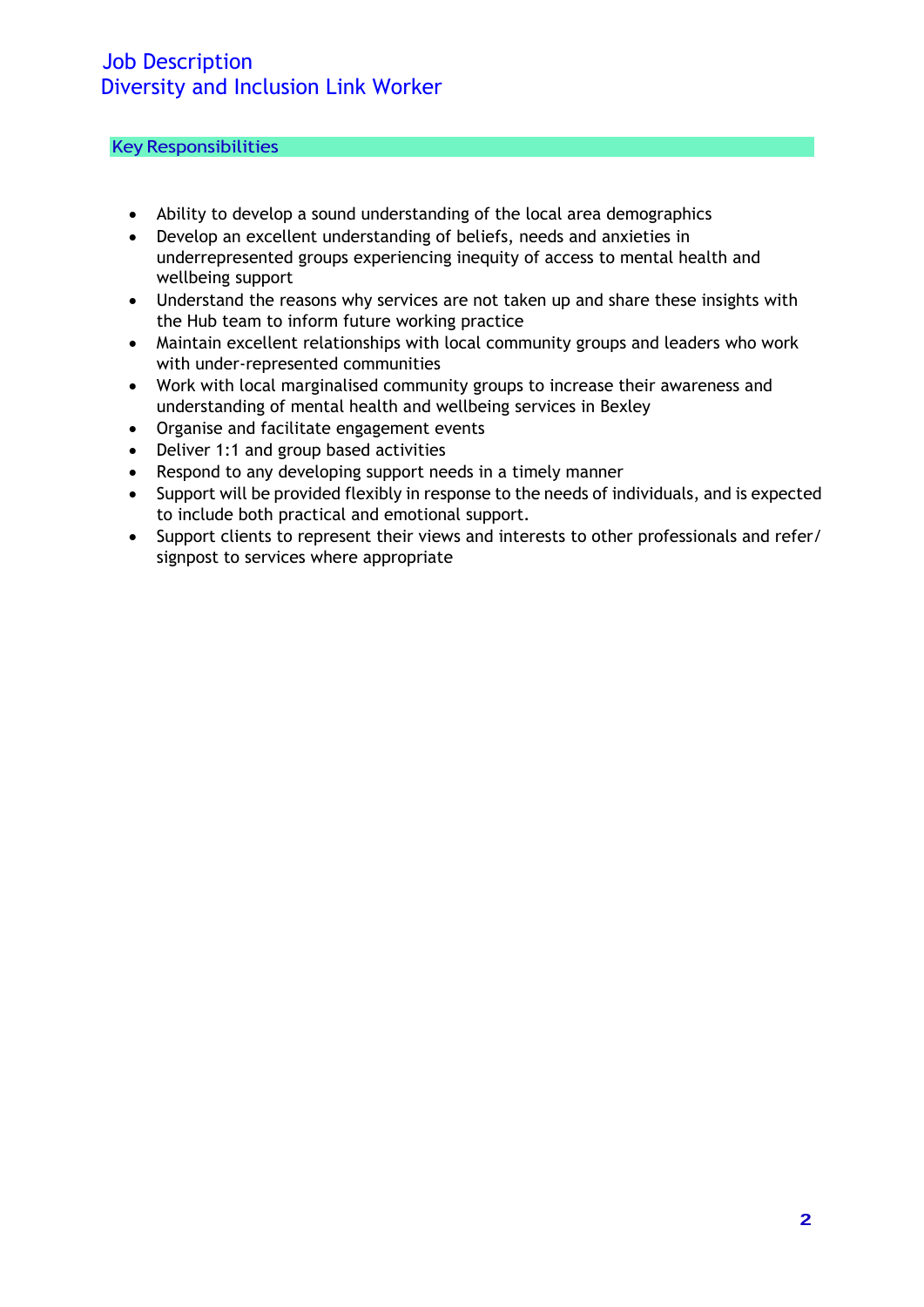# Job Description
# Diversity and Inclusion Link Worker

## Key Responsibilities

- Ability to develop a sound understanding of the local area demographics
- Develop an excellent understanding of beliefs, needs and anxieties in underrepresented groups experiencing inequity of access to mental health and wellbeing support
- Understand the reasons why services are not taken up and share these insights with the Hub team to inform future working practice
- Maintain excellent relationships with local community groups and leaders who work with under-represented communities
- Work with local marginalised community groups to increase their awareness and understanding of mental health and wellbeing services in Bexley
- Organise and facilitate engagement events
- Deliver 1:1 and group based activities
- Respond to any developing support needs in a timely manner
- Support will be provided flexibly in response to the needs of individuals, and is expected to include both practical and emotional support.
- Support clients to represent their views and interests to other professionals and refer/ signpost to services where appropriate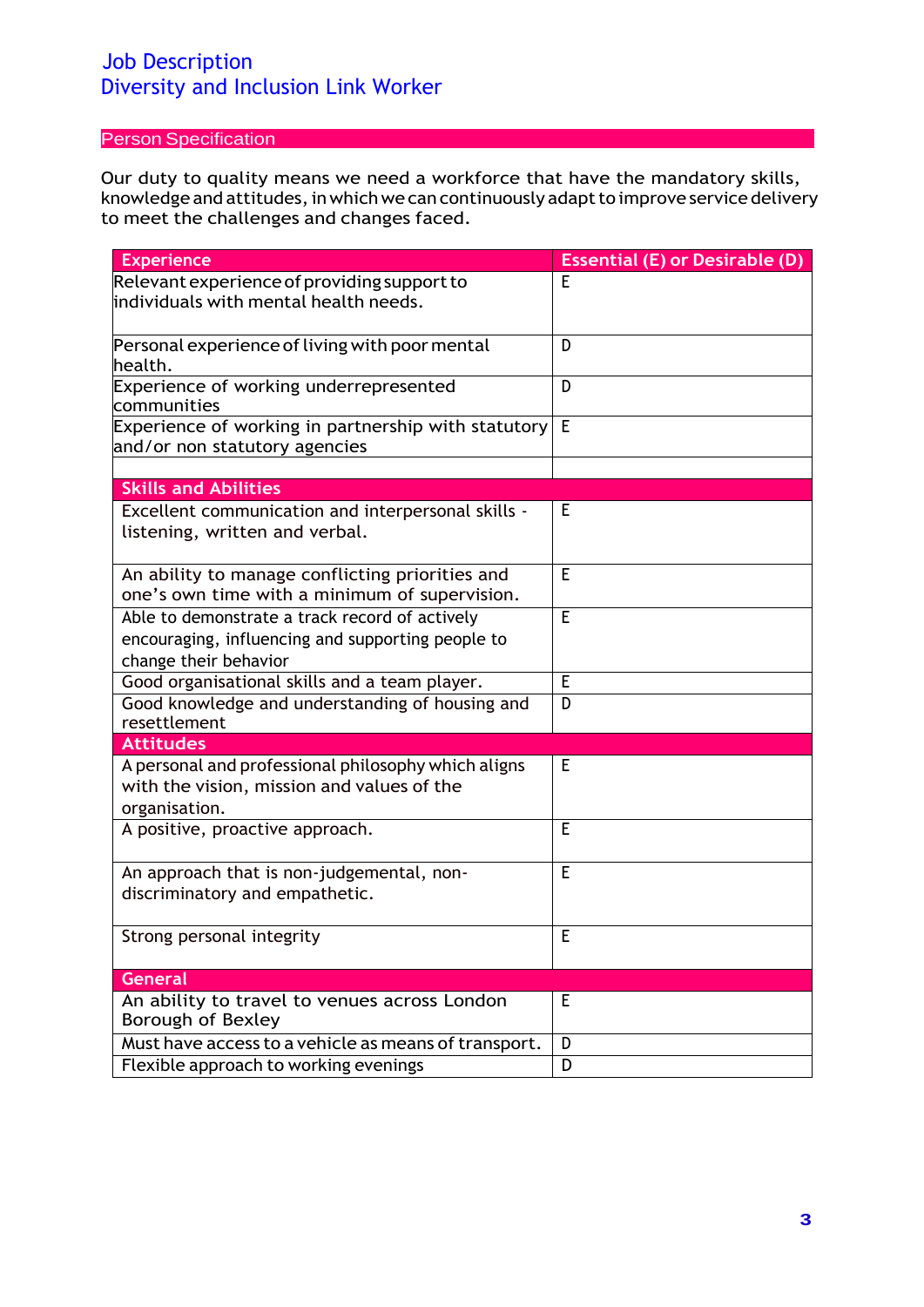# Job Description
# Diversity and Inclusion Link Worker

## Person Specification

Our duty to quality means we need a workforce that have the mandatory skills, knowledge and attitudes, in which we can continuously adapt to improve service delivery to meet the challenges and changes faced.

| Experience | Essential (E) or Desirable (D) |
|---|---|
| Relevant experience of providing support to individuals with mental health needs. | E |
| Personal experience of living with poor mental health. | D |
| Experience of working underrepresented communities | D |
| Experience of working in partnership with statutory and/or non statutory agencies | E |
| | |
| **Skills and Abilities** | |
| Excellent communication and interpersonal skills - listening, written and verbal. | E |
| An ability to manage conflicting priorities and one's own time with a minimum of supervision. | E |
| Able to demonstrate a track record of actively encouraging, influencing and supporting people to change their behavior | E |
| Good organisational skills and a team player. | E |
| Good knowledge and understanding of housing and resettlement | D |
| **Attitudes** | |
| A personal and professional philosophy which aligns with the vision, mission and values of the organisation. | E |
| A positive, proactive approach. | E |
| An approach that is non-judgemental, non-discriminatory and empathetic. | E |
| Strong personal integrity | E |
| **General** | |
| An ability to travel to venues across London Borough of Bexley | E |
| Must have access to a vehicle as means of transport. | D |
| Flexible approach to working evenings | D |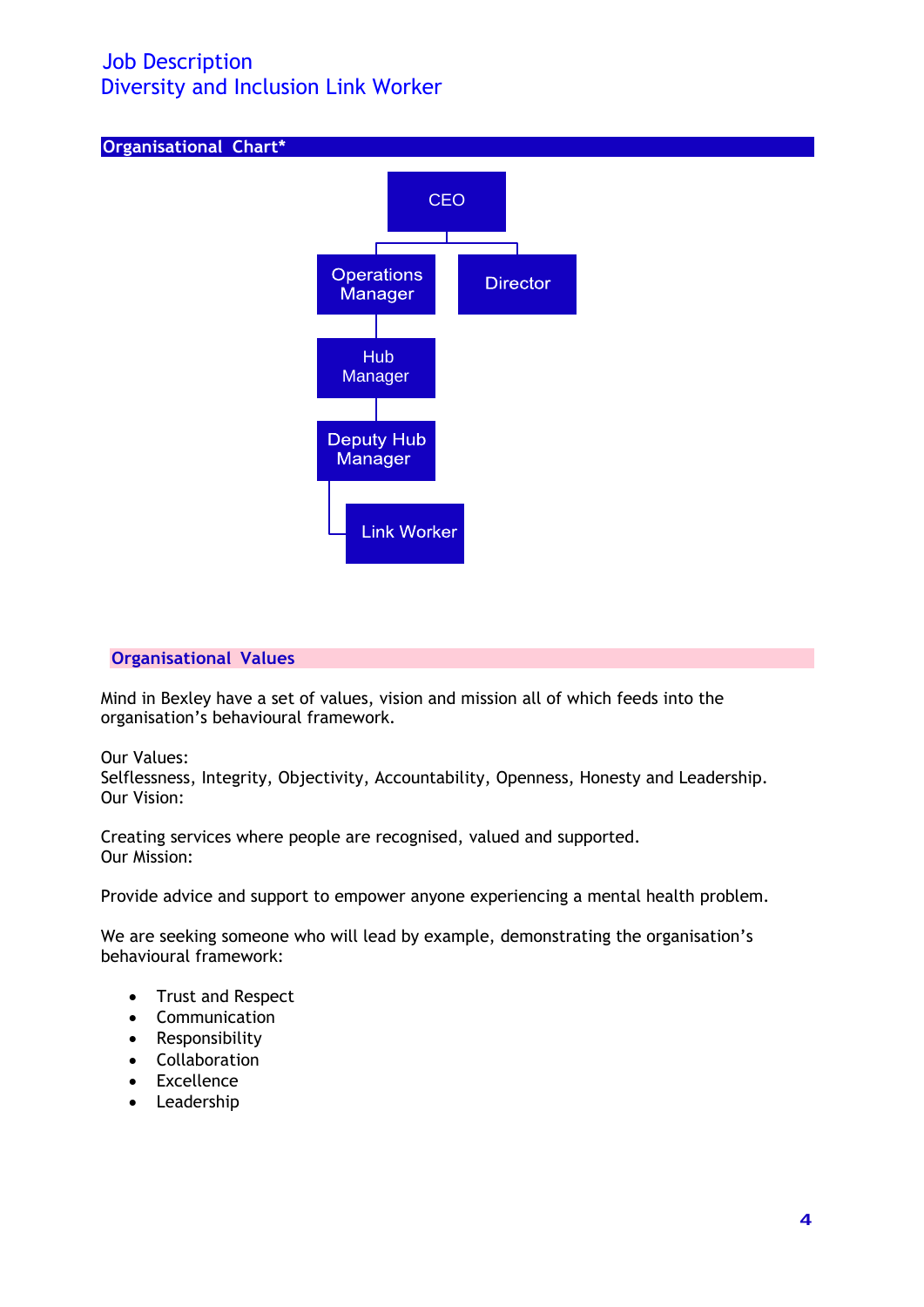# Job Description
## Diversity and Inclusion Link Worker

## Organisational Chart*

- CEO
  - Operations Manager
    - Hub Manager
      - Deputy Hub Manager
        - Link Worker
  - Director

## Organisational Values

Mind in Bexley have a set of values, vision and mission all of which feeds into the organisation's behavioural framework.

Our Values:
Selflessness, Integrity, Objectivity, Accountability, Openness, Honesty and Leadership.
Our Vision:

Creating services where people are recognised, valued and supported.
Our Mission:

Provide advice and support to empower anyone experiencing a mental health problem.

We are seeking someone who will lead by example, demonstrating the organisation's behavioural framework:

- Trust and Respect
- Communication
- Responsibility
- Collaboration
- Excellence
- Leadership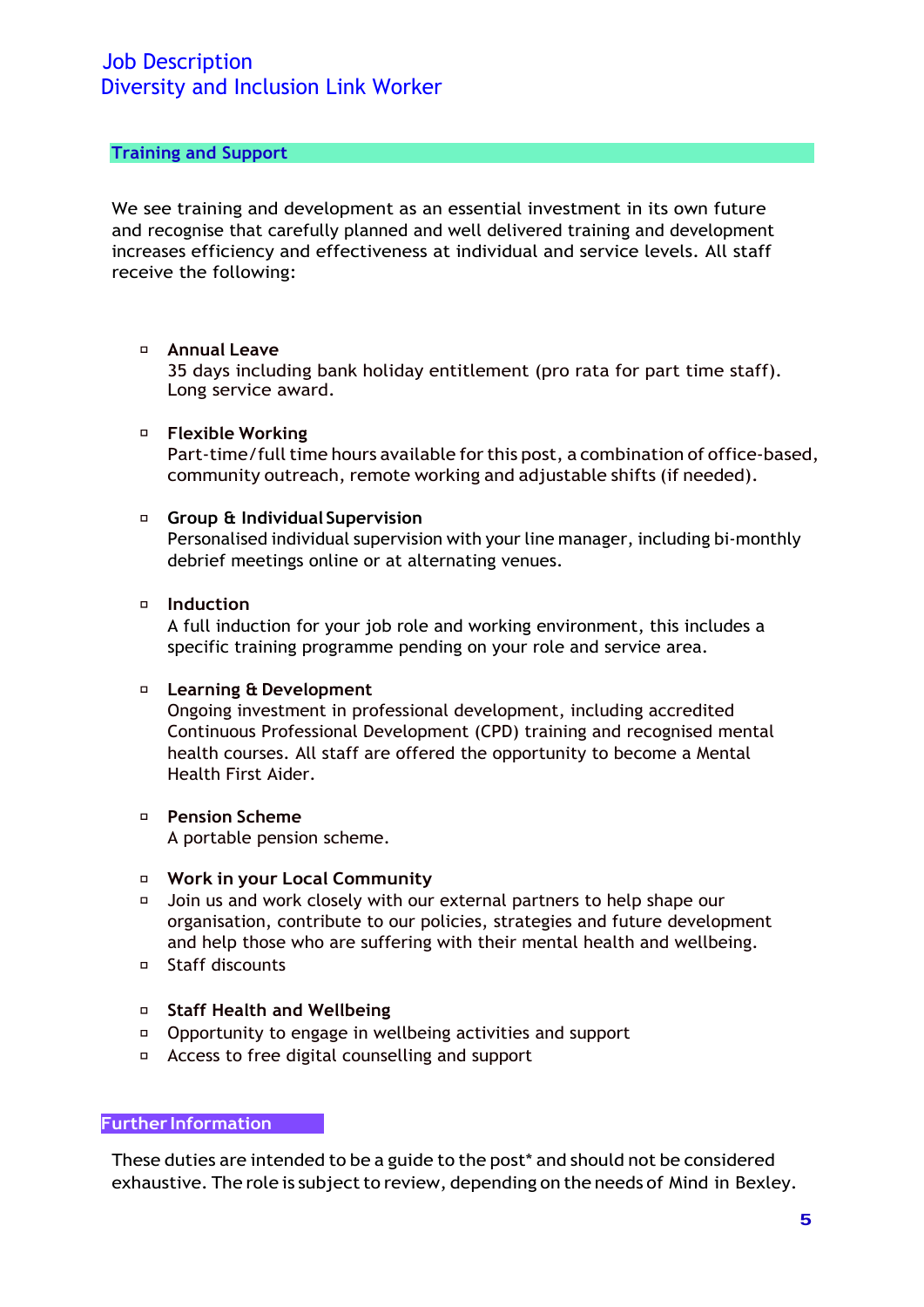Job Description
Diversity and Inclusion Link Worker

## Training and Support

We see training and development as an essential investment in its own future and recognise that carefully planned and well delivered training and development increases efficiency and effectiveness at individual and service levels. All staff receive the following:

- **Annual Leave**
  35 days including bank holiday entitlement (pro rata for part time staff). Long service award.

- **Flexible Working**
  Part-time/full time hours available for this post, a combination of office-based, community outreach, remote working and adjustable shifts (if needed).

- **Group & Individual Supervision**
  Personalised individual supervision with your line manager, including bi-monthly debrief meetings online or at alternating venues.

- **Induction**
  A full induction for your job role and working environment, this includes a specific training programme pending on your role and service area.

- **Learning & Development**
  Ongoing investment in professional development, including accredited Continuous Professional Development (CPD) training and recognised mental health courses. All staff are offered the opportunity to become a Mental Health First Aider.

- **Pension Scheme**
  A portable pension scheme.

- **Work in your Local Community**
- Join us and work closely with our external partners to help shape our organisation, contribute to our policies, strategies and future development and help those who are suffering with their mental health and wellbeing.
- Staff discounts

- **Staff Health and Wellbeing**
- Opportunity to engage in wellbeing activities and support
- Access to free digital counselling and support

## Further Information

These duties are intended to be a guide to the post* and should not be considered exhaustive. The role is subject to review, depending on the needs of Mind in Bexley.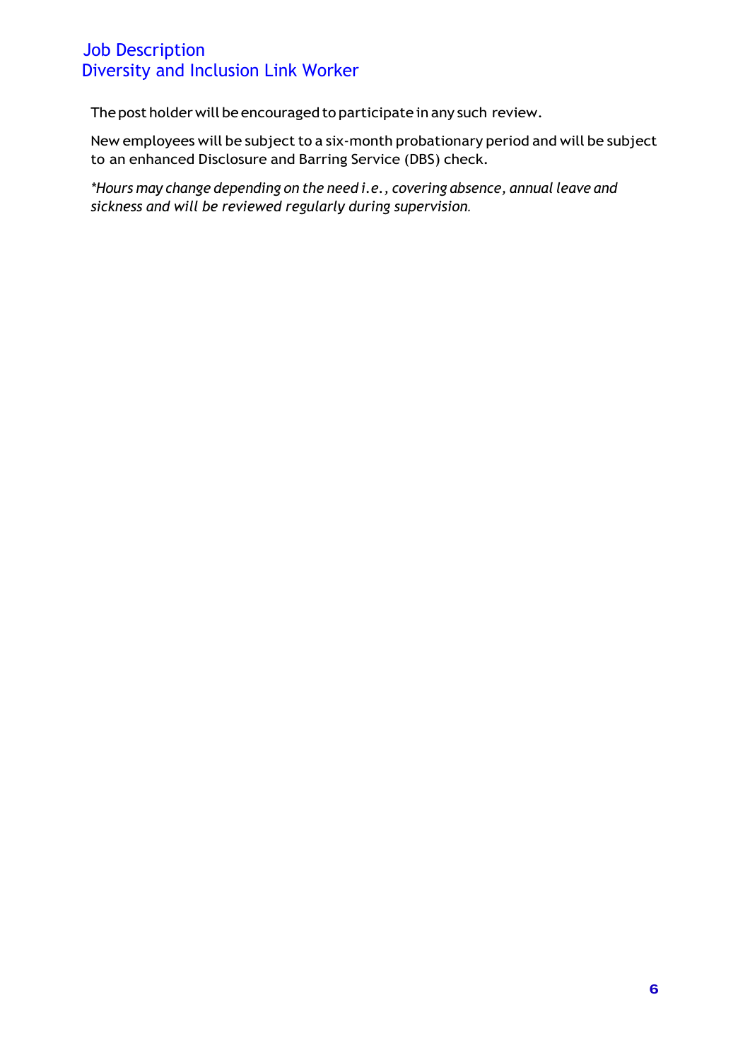The post holder will be encouraged to participate in any such review.

New employees will be subject to a six-month probationary period and will be subject to an enhanced Disclosure and Barring Service (DBS) check.

*\*Hours may change depending on the need i.e., covering absence, annual leave and sickness and will be reviewed regularly during supervision.*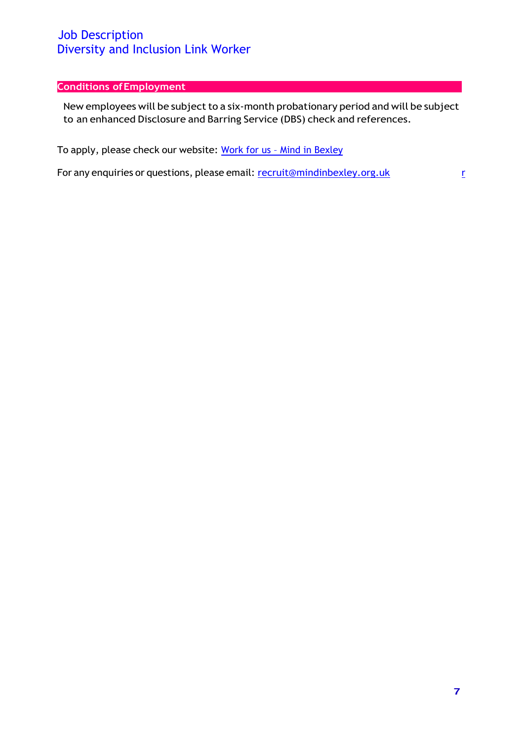## Conditions of Employment

New employees will be subject to a six-month probationary period and will be subject to an enhanced Disclosure and Barring Service (DBS) check and references.

To apply, please check our website: [Work for us – Mind in Bexley]()

For any enquiries or questions, please email: [recruit@mindinbexley.org.uk](mailto:recruit@mindinbexley.org.uk) r